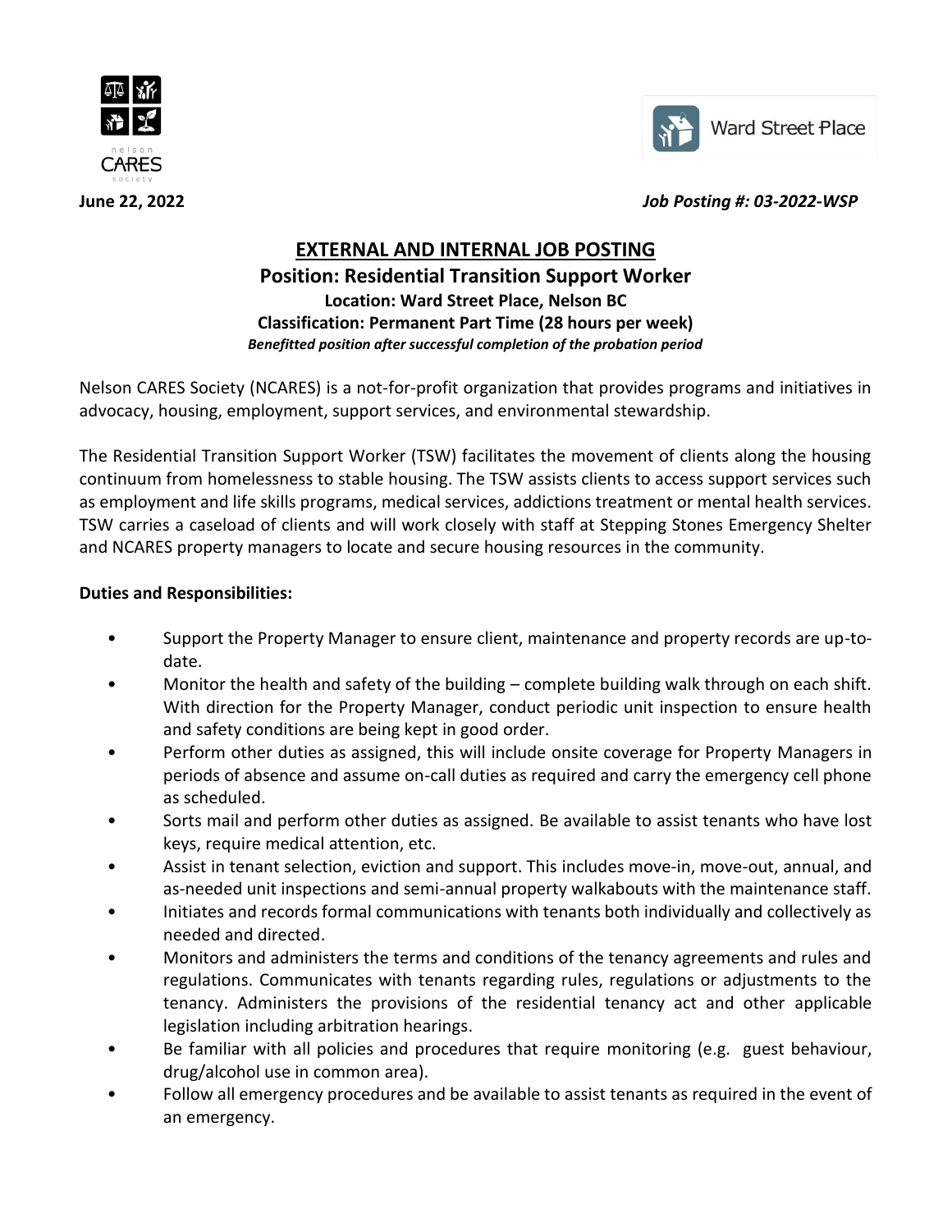nelson CARES society

Ward Street Place

**June 22, 2022** ***Job Posting #: 03-2022-WSP***

# EXTERNAL AND INTERNAL JOB POSTING

## Position: Residential Transition Support Worker

### Location: Ward Street Place, Nelson BC

### Classification: Permanent Part Time (28 hours per week)

***Benefitted position after successful completion of the probation period***

Nelson CARES Society (NCARES) is a not-for-profit organization that provides programs and initiatives in advocacy, housing, employment, support services, and environmental stewardship.

The Residential Transition Support Worker (TSW) facilitates the movement of clients along the housing continuum from homelessness to stable housing. The TSW assists clients to access support services such as employment and life skills programs, medical services, addictions treatment or mental health services. TSW carries a caseload of clients and will work closely with staff at Stepping Stones Emergency Shelter and NCARES property managers to locate and secure housing resources in the community.

**Duties and Responsibilities:**

- Support the Property Manager to ensure client, maintenance and property records are up-to-date.
- Monitor the health and safety of the building – complete building walk through on each shift. With direction for the Property Manager, conduct periodic unit inspection to ensure health and safety conditions are being kept in good order.
- Perform other duties as assigned, this will include onsite coverage for Property Managers in periods of absence and assume on-call duties as required and carry the emergency cell phone as scheduled.
- Sorts mail and perform other duties as assigned. Be available to assist tenants who have lost keys, require medical attention, etc.
- Assist in tenant selection, eviction and support. This includes move-in, move-out, annual, and as-needed unit inspections and semi-annual property walkabouts with the maintenance staff.
- Initiates and records formal communications with tenants both individually and collectively as needed and directed.
- Monitors and administers the terms and conditions of the tenancy agreements and rules and regulations. Communicates with tenants regarding rules, regulations or adjustments to the tenancy. Administers the provisions of the residential tenancy act and other applicable legislation including arbitration hearings.
- Be familiar with all policies and procedures that require monitoring (e.g. guest behaviour, drug/alcohol use in common area).
- Follow all emergency procedures and be available to assist tenants as required in the event of an emergency.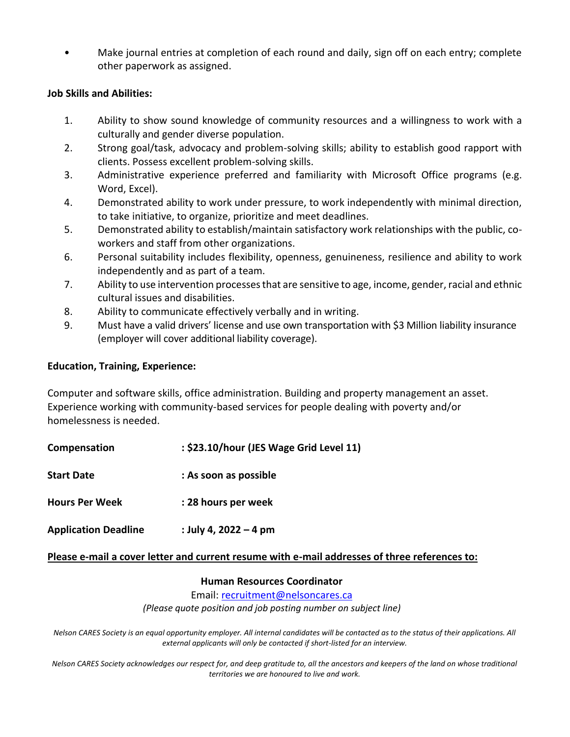- Make journal entries at completion of each round and daily, sign off on each entry; complete other paperwork as assigned.

**Job Skills and Abilities:**

1. Ability to show sound knowledge of community resources and a willingness to work with a culturally and gender diverse population.
2. Strong goal/task, advocacy and problem-solving skills; ability to establish good rapport with clients. Possess excellent problem-solving skills.
3. Administrative experience preferred and familiarity with Microsoft Office programs (e.g. Word, Excel).
4. Demonstrated ability to work under pressure, to work independently with minimal direction, to take initiative, to organize, prioritize and meet deadlines.
5. Demonstrated ability to establish/maintain satisfactory work relationships with the public, co-workers and staff from other organizations.
6. Personal suitability includes flexibility, openness, genuineness, resilience and ability to work independently and as part of a team.
7. Ability to use intervention processes that are sensitive to age, income, gender, racial and ethnic cultural issues and disabilities.
8. Ability to communicate effectively verbally and in writing.
9. Must have a valid drivers' license and use own transportation with $3 Million liability insurance (employer will cover additional liability coverage).

**Education, Training, Experience:**

Computer and software skills, office administration. Building and property management an asset. Experience working with community-based services for people dealing with poverty and/or homelessness is needed.

**Compensation** **: $23.10/hour (JES Wage Grid Level 11)**

**Start Date** **: As soon as possible**

**Hours Per Week** **: 28 hours per week**

**Application Deadline** **: July 4, 2022 – 4 pm**

**Please e-mail a cover letter and current resume with e-mail addresses of three references to:**

**Human Resources Coordinator**

Email: recruitment@nelsoncares.ca

*(Please quote position and job posting number on subject line)*

*Nelson CARES Society is an equal opportunity employer. All internal candidates will be contacted as to the status of their applications. All external applicants will only be contacted if short-listed for an interview.*

*Nelson CARES Society acknowledges our respect for, and deep gratitude to, all the ancestors and keepers of the land on whose traditional territories we are honoured to live and work.*